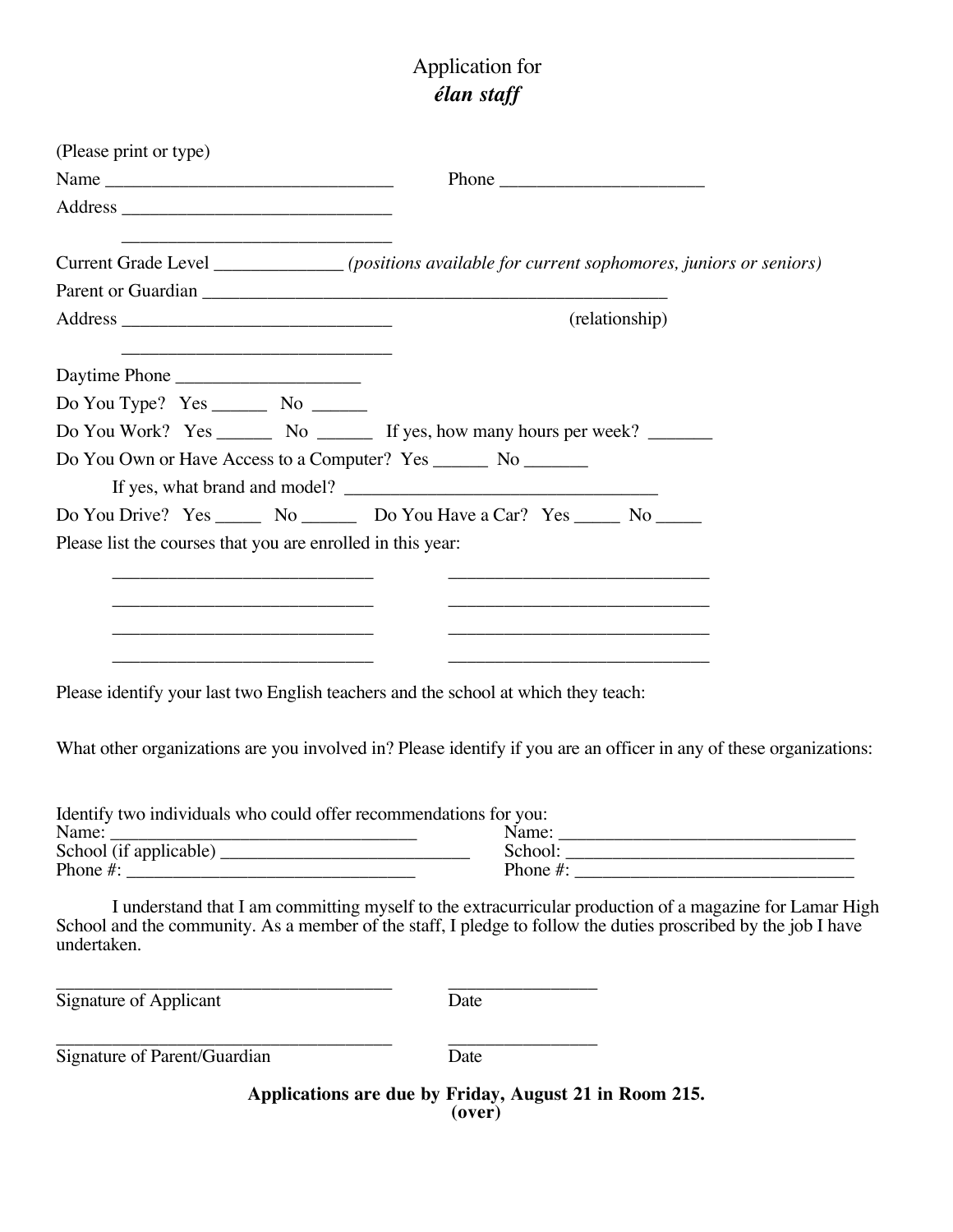# Application for
## *élan staff*

(Please print or type)

Name ________________________________ Phone ______________________

Address ______________________________

______________________________

Current Grade Level ______________ *(positions available for current sophomores, juniors or seniors)*

Parent or Guardian ____________________________________________________

Address ______________________________ (relationship)

______________________________

Daytime Phone ____________________

Do You Type? Yes ______ No ______

Do You Work? Yes ______ No ______ If yes, how many hours per week? _______

Do You Own or Have Access to a Computer? Yes ______ No _______

If yes, what brand and model? ___________________________________

Do You Drive? Yes _____ No ______ Do You Have a Car? Yes _____ No _____

Please list the courses that you are enrolled in this year:

_____________________________ _____________________________

_____________________________ _____________________________

_____________________________ _____________________________

_____________________________ _____________________________

Please identify your last two English teachers and the school at which they teach:

What other organizations are you involved in? Please identify if you are an officer in any of these organizations:

Identify two individuals who could offer recommendations for you:

Name: ___________________________________ Name: ________________________________

School (if applicable) ____________________________ School: _______________________________

Phone #: ______________________________ Phone #: _______________________________

I understand that I am committing myself to the extracurricular production of a magazine for Lamar High School and the community. As a member of the staff, I pledge to follow the duties proscribed by the job I have undertaken.

______________________________________ ________________

Signature of Applicant Date

______________________________________ ________________

Signature of Parent/Guardian Date

**Applications are due by Friday, August 21 in Room 215.**
**(over)**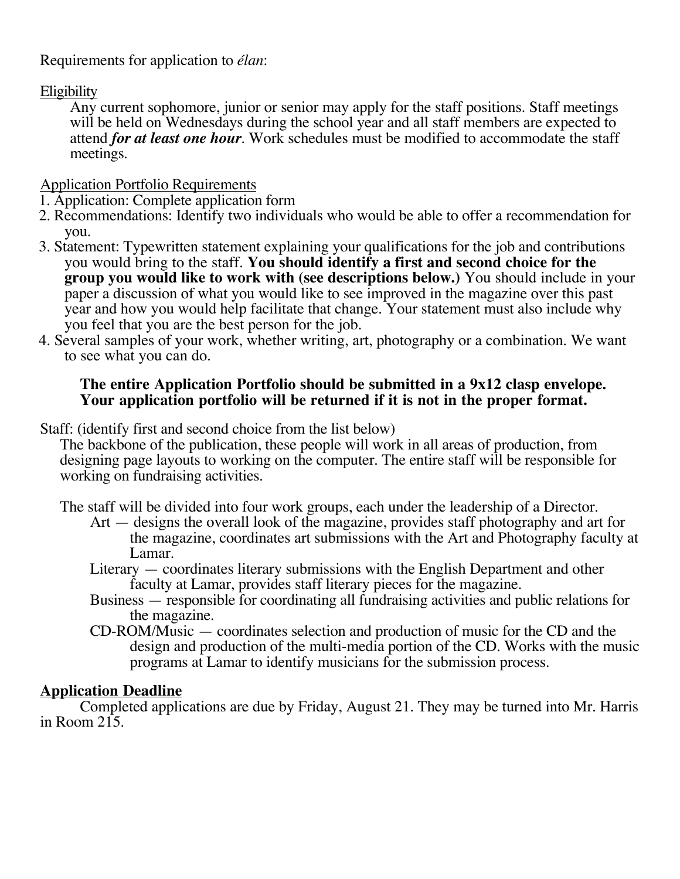Requirements for application to *élan*:

Eligibility

Any current sophomore, junior or senior may apply for the staff positions. Staff meetings will be held on Wednesdays during the school year and all staff members are expected to attend ***for at least one hour***. Work schedules must be modified to accommodate the staff meetings.

Application Portfolio Requirements

1. Application: Complete application form
2. Recommendations: Identify two individuals who would be able to offer a recommendation for you.
3. Statement: Typewritten statement explaining your qualifications for the job and contributions you would bring to the staff. **You should identify a first and second choice for the group you would like to work with (see descriptions below.)** You should include in your paper a discussion of what you would like to see improved in the magazine over this past year and how you would help facilitate that change. Your statement must also include why you feel that you are the best person for the job.
4. Several samples of your work, whether writing, art, photography or a combination. We want to see what you can do.

**The entire Application Portfolio should be submitted in a 9x12 clasp envelope. Your application portfolio will be returned if it is not in the proper format.**

Staff: (identify first and second choice from the list below)

The backbone of the publication, these people will work in all areas of production, from designing page layouts to working on the computer. The entire staff will be responsible for working on fundraising activities.

The staff will be divided into four work groups, each under the leadership of a Director.

- Art — designs the overall look of the magazine, provides staff photography and art for the magazine, coordinates art submissions with the Art and Photography faculty at Lamar.
- Literary — coordinates literary submissions with the English Department and other faculty at Lamar, provides staff literary pieces for the magazine.
- Business — responsible for coordinating all fundraising activities and public relations for the magazine.
- CD-ROM/Music — coordinates selection and production of music for the CD and the design and production of the multi-media portion of the CD. Works with the music programs at Lamar to identify musicians for the submission process.

**Application Deadline**

Completed applications are due by Friday, August 21. They may be turned into Mr. Harris in Room 215.